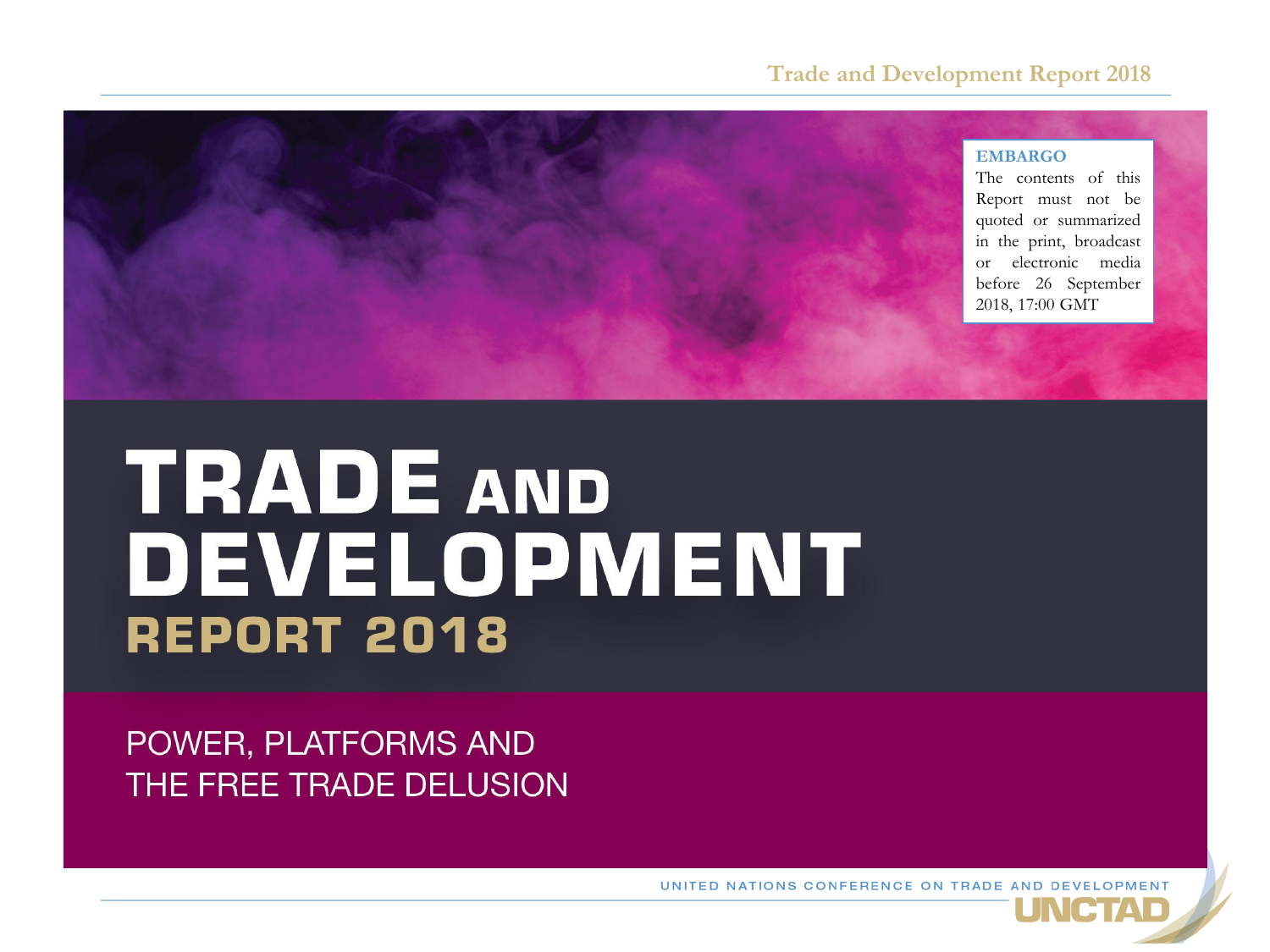**EMBARGO**

The contents of this Report must not be quoted or summarized in the print, broadcast or electronic media before 26 September 2018, 17:00 GMT

# TRADE AND DEVELOPMENT REPORT 2018

## POWER, PLATFORMS AND THE FREE TRADE DELUSION

UNITED NATIONS CONFERENCE ON TRADE AND DEVELOPMENT

UNCTAD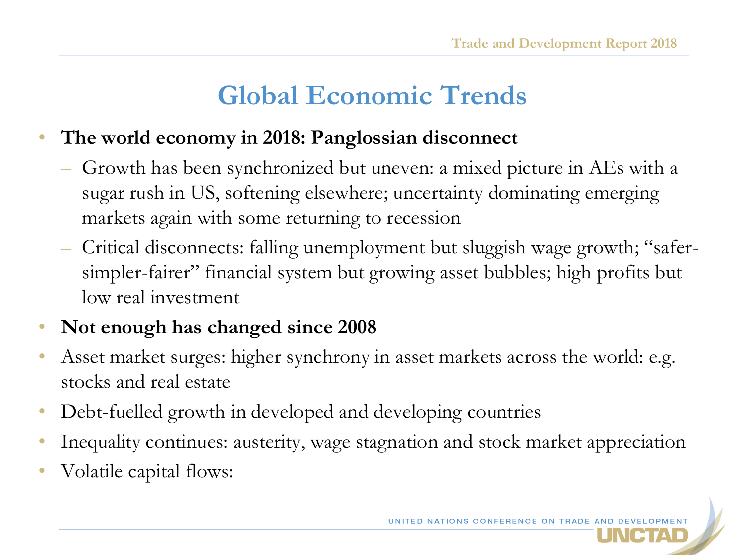# Global Economic Trends

- **The world economy in 2018: Panglossian disconnect**
  - Growth has been synchronized but uneven: a mixed picture in AEs with a sugar rush in US, softening elsewhere; uncertainty dominating emerging markets again with some returning to recession
  - Critical disconnects: falling unemployment but sluggish wage growth; "safer-simpler-fairer" financial system but growing asset bubbles; high profits but low real investment
- **Not enough has changed since 2008**
- Asset market surges: higher synchrony in asset markets across the world: e.g. stocks and real estate
- Debt-fuelled growth in developed and developing countries
- Inequality continues: austerity, wage stagnation and stock market appreciation
- Volatile capital flows: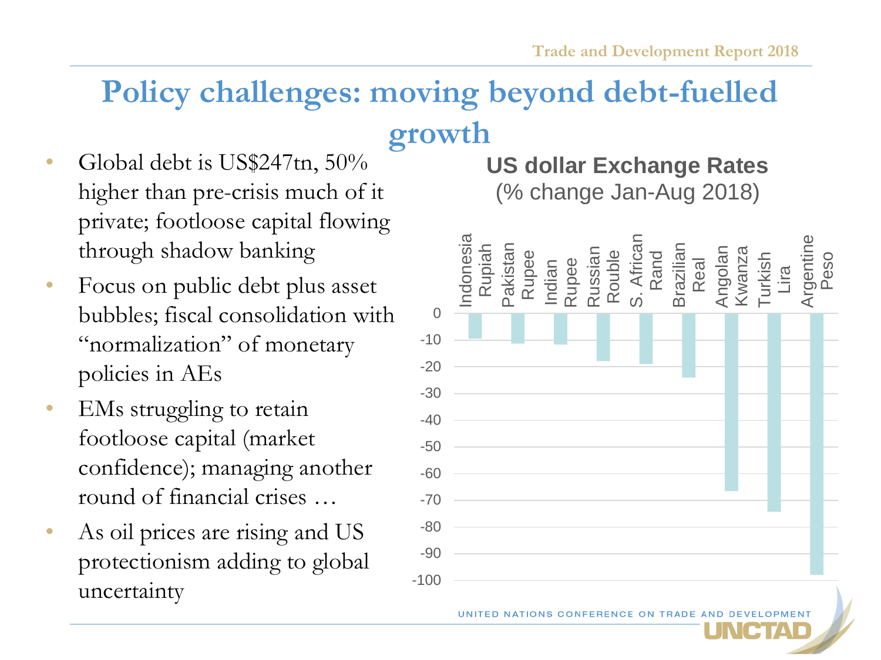# Policy challenges: moving beyond debt-fuelled growth

- Global debt is US$247tn, 50% higher than pre-crisis much of it private; footloose capital flowing through shadow banking
- Focus on public debt plus asset bubbles; fiscal consolidation with "normalization" of monetary policies in AEs
- EMs struggling to retain footloose capital (market confidence); managing another round of financial crises …
- As oil prices are rising and US protectionism adding to global uncertainty

**US dollar Exchange Rates**

(% change Jan-Aug 2018)

| Currency | % change (approx.) |
|---|---|
| Indonesia Rupiah | -9 |
| Pakistan Rupee | -11 |
| Indian Rupee | -11 |
| Russian Rouble | -18 |
| S. African Rand | -19 |
| Brazilian Real | -24 |
| Angolan Kwanza | -66 |
| Turkish Lira | -74 |
| Argentine Peso | -98 |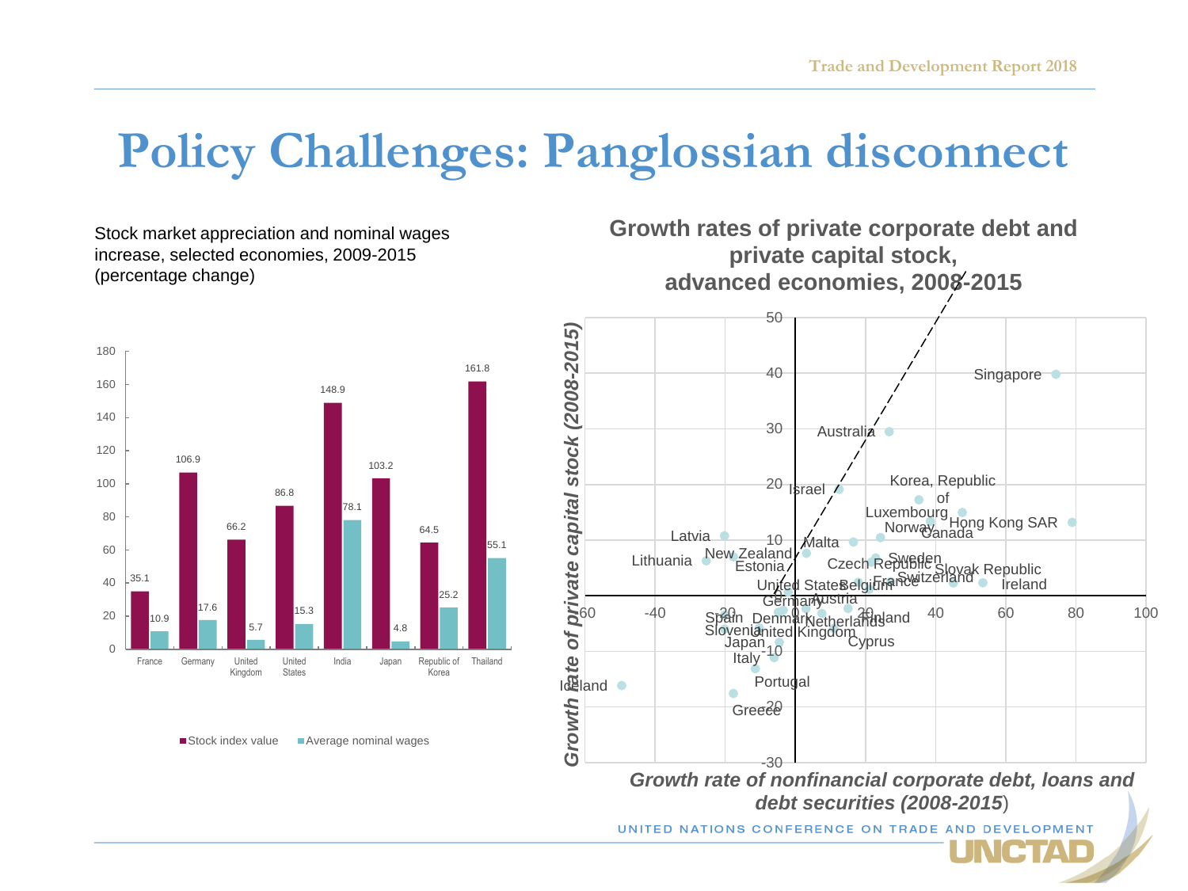# Policy Challenges: Panglossian disconnect

Stock market appreciation and nominal wages increase, selected economies, 2009-2015 (percentage change)

| | Stock index value | Average nominal wages |
|---|---|---|
| France | 35.1 | 10.9 |
| Germany | 106.9 | 17.6 |
| United Kingdom | 66.2 | 5.7 |
| United States | 86.8 | 15.3 |
| India | 148.9 | 78.1 |
| Japan | 103.2 | 4.8 |
| Republic of Korea | 64.5 | 25.2 |
| Thailand | 161.8 | 55.1 |

**Growth rates of private corporate debt and private capital stock, advanced economies, 2008-2015**

*Growth rate of private capital stock (2008-2015)*

*Growth rate of nonfinancial corporate debt, loans and debt securities (2008-2015)*

Singapore, Australia, Israel, Korea, Republic of, Luxembourg, Hong Kong SAR, Norway, Canada, Latvia, New Zealand, Malta, Lithuania, Estonia, Czech Republic, Sweden, Slovak Republic, Switzerland, France, Ireland, United States, Belgium, Germany, Austria, Spain, Denmark, Netherlands, Finland, Slovenia, United Kingdom, Japan, Cyprus, Italy, Iceland, Portugal, Greece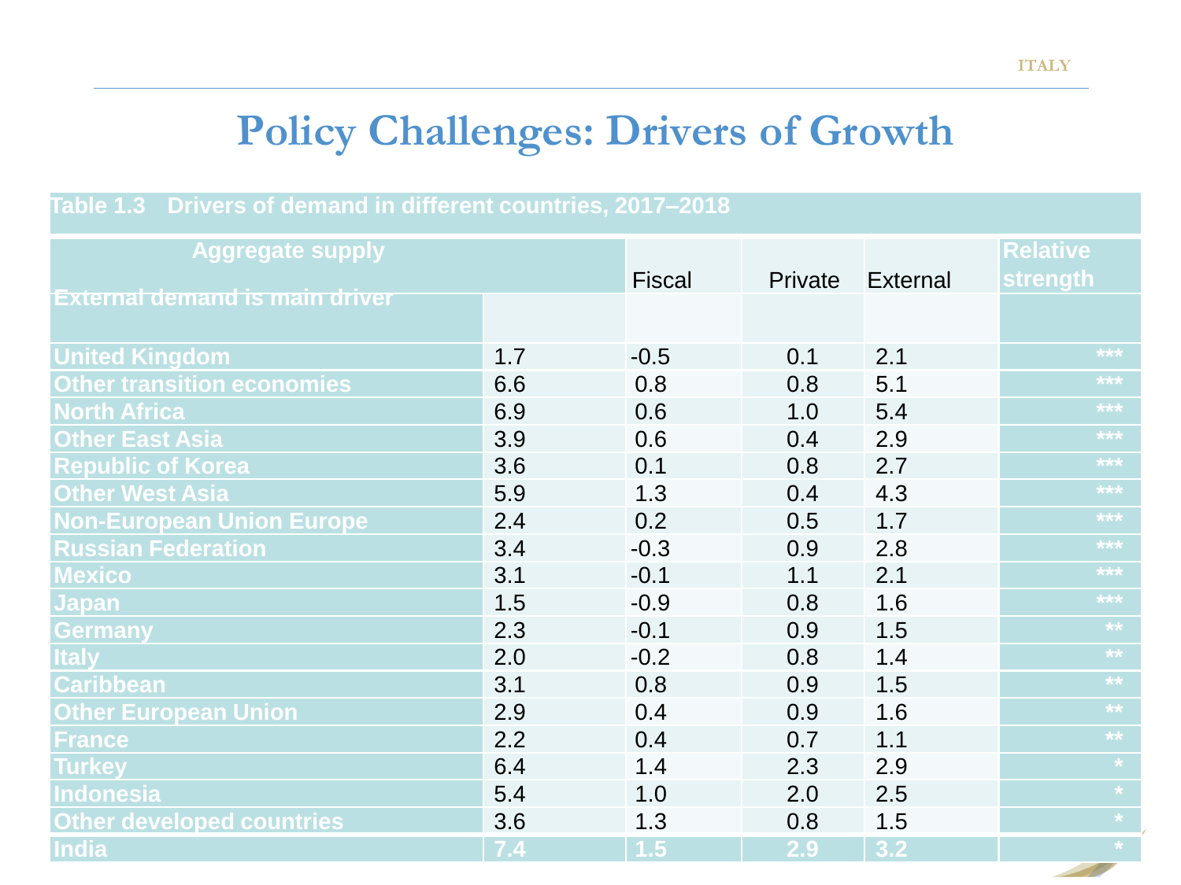# Policy Challenges: Drivers of Growth

**Table 1.3 Drivers of demand in different countries, 2017–2018**

| Aggregate supply<br>External demand is main driver | | Fiscal | Private | External | Relative strength |
|---|---|---|---|---|---|
| United Kingdom | 1.7 | -0.5 | 0.1 | 2.1 | *** |
| Other transition economies | 6.6 | 0.8 | 0.8 | 5.1 | *** |
| North Africa | 6.9 | 0.6 | 1.0 | 5.4 | *** |
| Other East Asia | 3.9 | 0.6 | 0.4 | 2.9 | *** |
| Republic of Korea | 3.6 | 0.1 | 0.8 | 2.7 | *** |
| Other West Asia | 5.9 | 1.3 | 0.4 | 4.3 | *** |
| Non-European Union Europe | 2.4 | 0.2 | 0.5 | 1.7 | *** |
| Russian Federation | 3.4 | -0.3 | 0.9 | 2.8 | *** |
| Mexico | 3.1 | -0.1 | 1.1 | 2.1 | *** |
| Japan | 1.5 | -0.9 | 0.8 | 1.6 | *** |
| Germany | 2.3 | -0.1 | 0.9 | 1.5 | ** |
| Italy | 2.0 | -0.2 | 0.8 | 1.4 | ** |
| Caribbean | 3.1 | 0.8 | 0.9 | 1.5 | ** |
| Other European Union | 2.9 | 0.4 | 0.9 | 1.6 | ** |
| France | 2.2 | 0.4 | 0.7 | 1.1 | ** |
| Turkey | 6.4 | 1.4 | 2.3 | 2.9 | * |
| Indonesia | 5.4 | 1.0 | 2.0 | 2.5 | * |
| Other developed countries | 3.6 | 1.3 | 0.8 | 1.5 | * |
| India | 7.4 | 1.5 | 2.9 | 3.2 | * |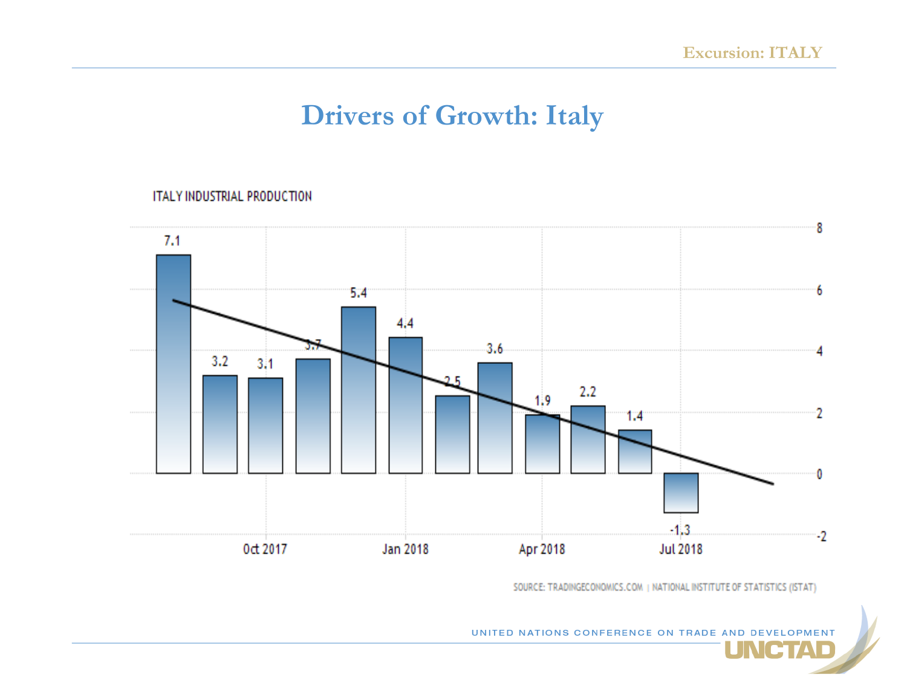# Drivers of Growth: Italy

ITALY INDUSTRIAL PRODUCTION

| Period | Value |
|---|---|
| | 7.1 |
| | 3.2 |
| Oct 2017 | 3.1 |
| | 3.7 |
| | 5.4 |
| Jan 2018 | 4.4 |
| | 2.5 |
| | 3.6 |
| Apr 2018 | 1.9 |
| | 2.2 |
| | 1.4 |
| Jul 2018 | -1.3 |

SOURCE: TRADINGECONOMICS.COM | NATIONAL INSTITUTE OF STATISTICS (ISTAT)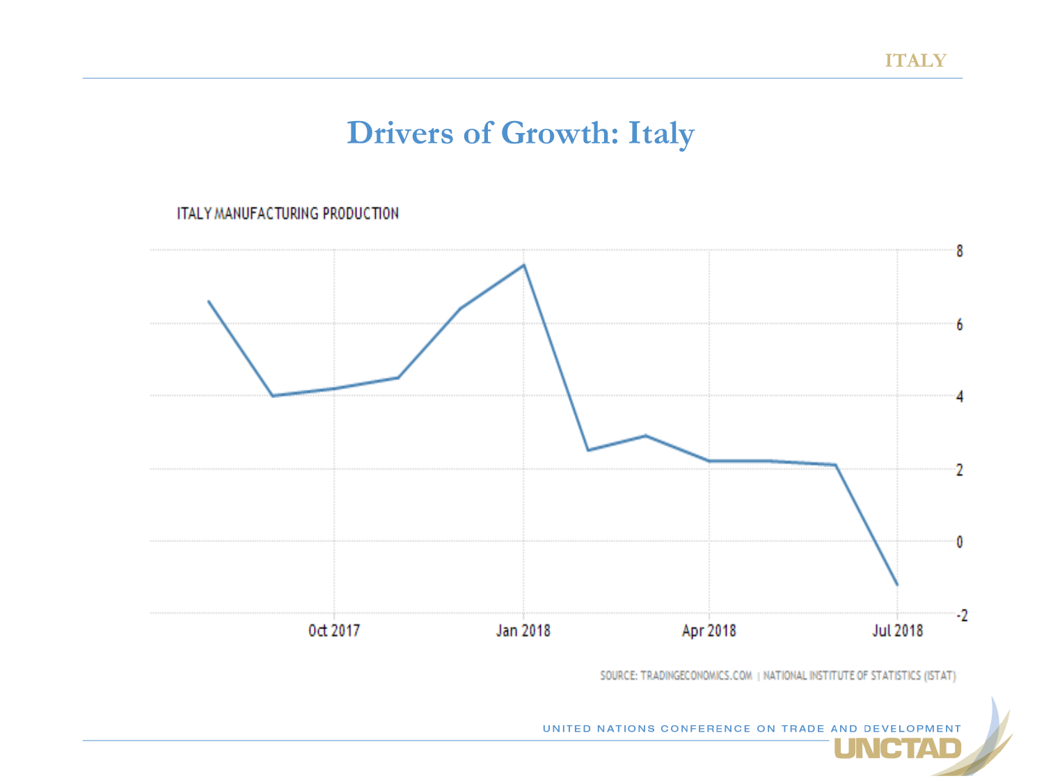# Drivers of Growth: Italy

ITALY MANUFACTURING PRODUCTION

SOURCE: TRADINGECONOMICS.COM | NATIONAL INSTITUTE OF STATISTICS (ISTAT)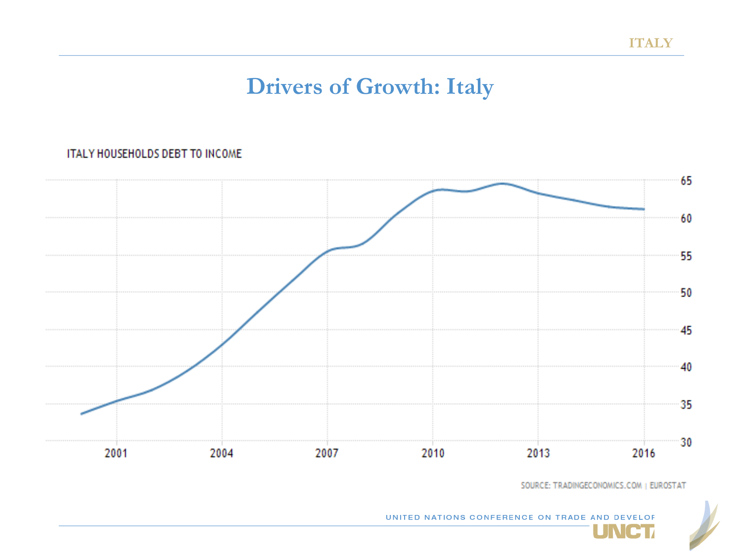# Drivers of Growth: Italy

ITALY HOUSEHOLDS DEBT TO INCOME

SOURCE: TRADINGECONOMICS.COM | EUROSTAT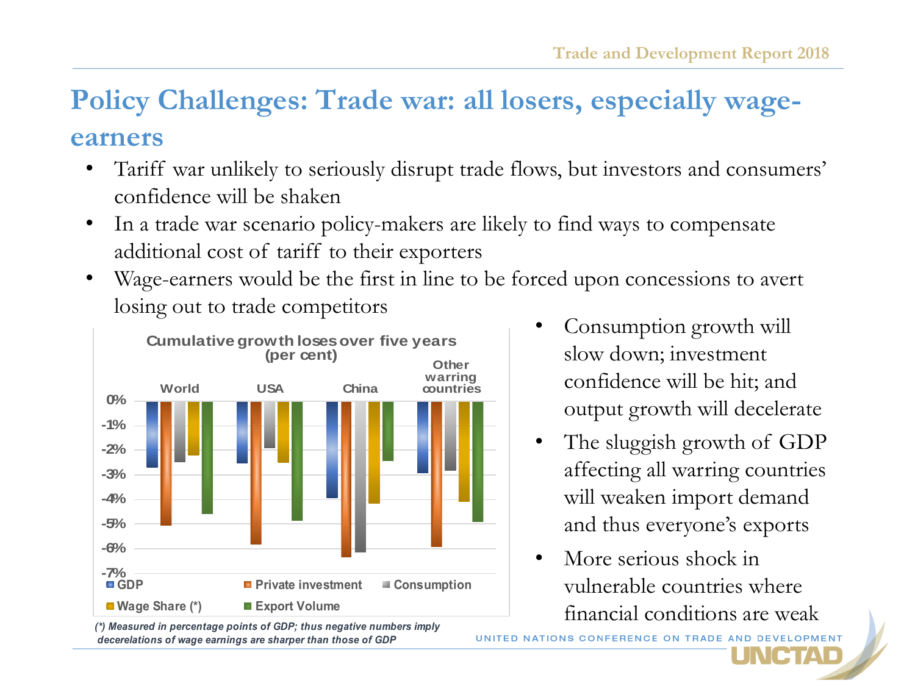# Policy Challenges: Trade war: all losers, especially wage-earners

- Tariff war unlikely to seriously disrupt trade flows, but investors and consumers' confidence will be shaken
- In a trade war scenario policy-makers are likely to find ways to compensate additional cost of tariff to their exporters
- Wage-earners would be the first in line to be forced upon concessions to avert losing out to trade competitors

**Cumulative growth loses over five years (per cent)**

World | USA | China | Other warring countries

0% | -1% | -2% | -3% | -4% | -5% | -6% | -7%

GDP | Private investment | Consumption | Wage Share (*) | Export Volume

*(\*) Measured in percentage points of GDP; thus negative numbers imply decelerations of wage earnings are sharper than those of GDP*

- Consumption growth will slow down; investment confidence will be hit; and output growth will decelerate
- The sluggish growth of GDP affecting all warring countries will weaken import demand and thus everyone's exports
- More serious shock in vulnerable countries where financial conditions are weak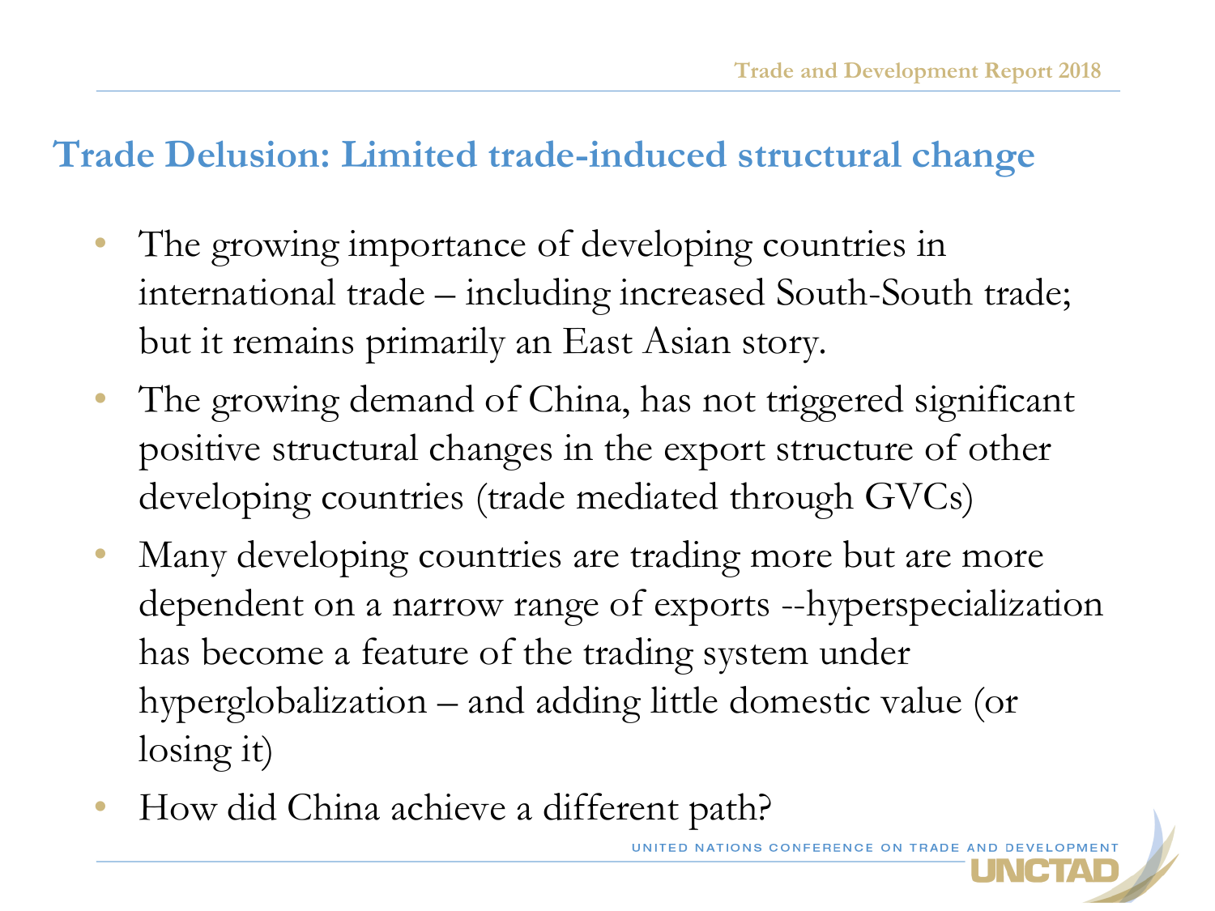## Trade Delusion: Limited trade-induced structural change

- The growing importance of developing countries in international trade – including increased South-South trade; but it remains primarily an East Asian story.
- The growing demand of China, has not triggered significant positive structural changes in the export structure of other developing countries (trade mediated through GVCs)
- Many developing countries are trading more but are more dependent on a narrow range of exports --hyperspecialization has become a feature of the trading system under hyperglobalization – and adding little domestic value (or losing it)
- How did China achieve a different path?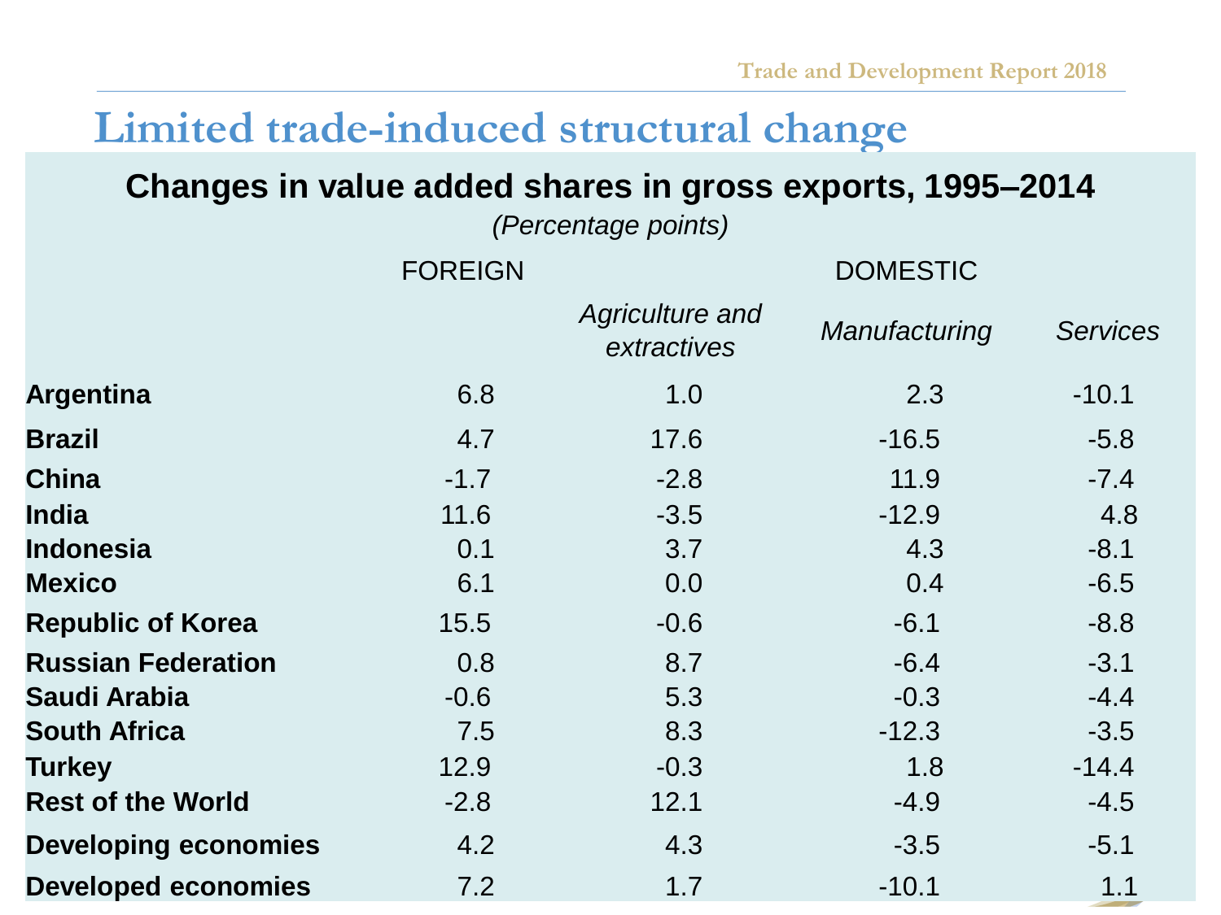# Limited trade-induced structural change

## Changes in value added shares in gross exports, 1995–2014

*(Percentage points)*

| | FOREIGN | DOMESTIC | | |
|---|---|---|---|---|
| | | *Agriculture and extractives* | *Manufacturing* | *Services* |
| **Argentina** | 6.8 | 1.0 | 2.3 | -10.1 |
| **Brazil** | 4.7 | 17.6 | -16.5 | -5.8 |
| **China** | -1.7 | -2.8 | 11.9 | -7.4 |
| **India** | 11.6 | -3.5 | -12.9 | 4.8 |
| **Indonesia** | 0.1 | 3.7 | 4.3 | -8.1 |
| **Mexico** | 6.1 | 0.0 | 0.4 | -6.5 |
| **Republic of Korea** | 15.5 | -0.6 | -6.1 | -8.8 |
| **Russian Federation** | 0.8 | 8.7 | -6.4 | -3.1 |
| **Saudi Arabia** | -0.6 | 5.3 | -0.3 | -4.4 |
| **South Africa** | 7.5 | 8.3 | -12.3 | -3.5 |
| **Turkey** | 12.9 | -0.3 | 1.8 | -14.4 |
| **Rest of the World** | -2.8 | 12.1 | -4.9 | -4.5 |
| **Developing economies** | 4.2 | 4.3 | -3.5 | -5.1 |
| **Developed economies** | 7.2 | 1.7 | -10.1 | 1.1 |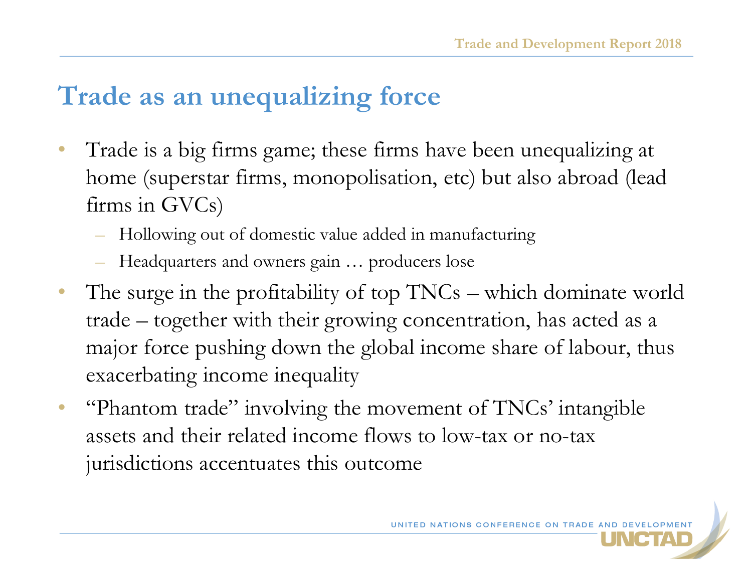## Trade as an unequalizing force

- Trade is a big firms game; these firms have been unequalizing at home (superstar firms, monopolisation, etc) but also abroad (lead firms in GVCs)
  - Hollowing out of domestic value added in manufacturing
  - Headquarters and owners gain … producers lose
- The surge in the profitability of top TNCs – which dominate world trade – together with their growing concentration, has acted as a major force pushing down the global income share of labour, thus exacerbating income inequality
- "Phantom trade" involving the movement of TNCs' intangible assets and their related income flows to low-tax or no-tax jurisdictions accentuates this outcome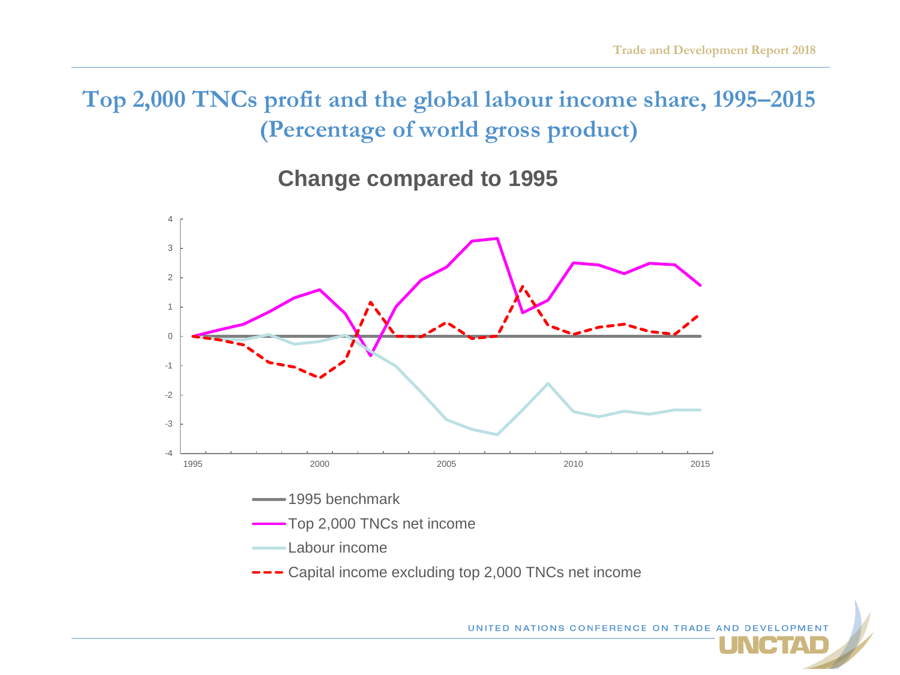# Top 2,000 TNCs profit and the global labour income share, 1995–2015 (Percentage of world gross product)

## Change compared to 1995

- 1995 benchmark
- Top 2,000 TNCs net income
- Labour income
- Capital income excluding top 2,000 TNCs net income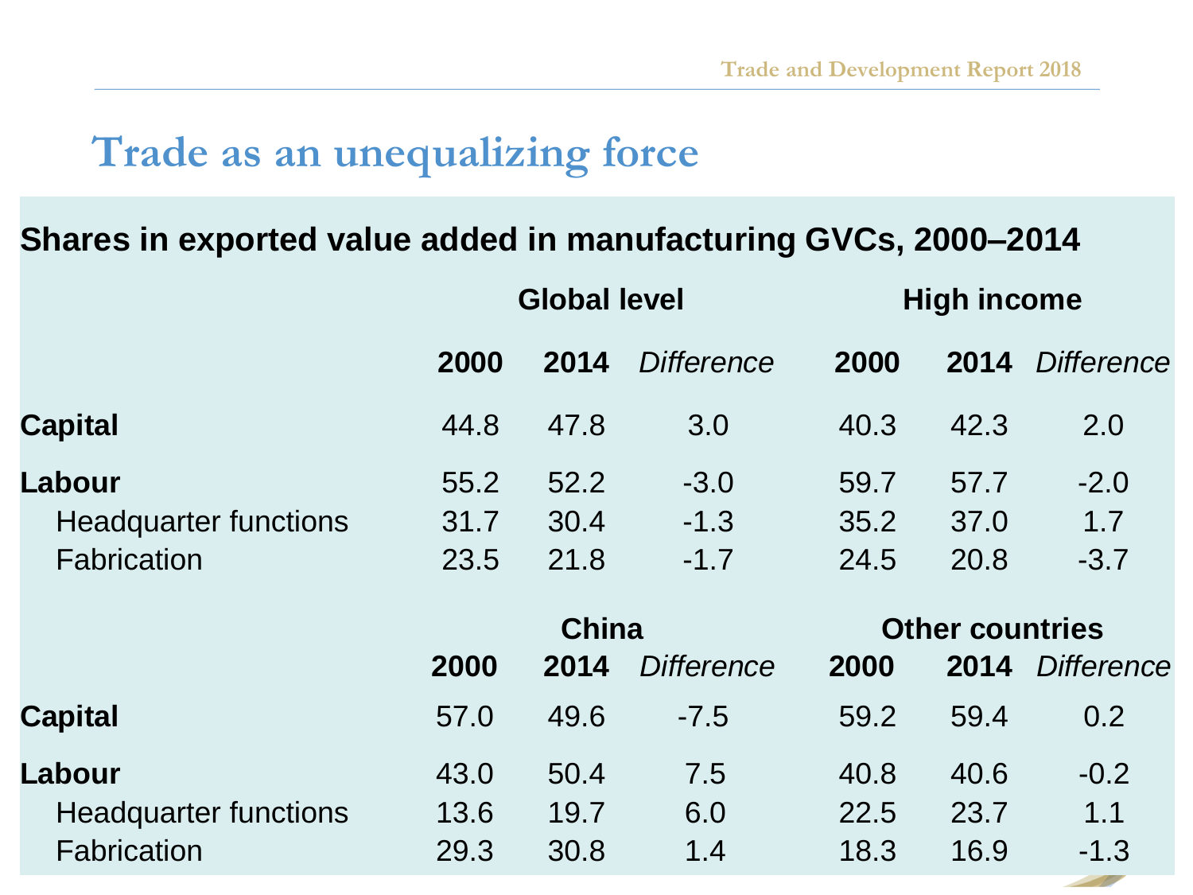# Trade as an unequalizing force

## Shares in exported value added in manufacturing GVCs, 2000–2014

| | Global level | | | High income | | |
|---|---|---|---|---|---|---|
| | **2000** | **2014** | *Difference* | **2000** | **2014** | *Difference* |
| **Capital** | 44.8 | 47.8 | 3.0 | 40.3 | 42.3 | 2.0 |
| **Labour** | 55.2 | 52.2 | -3.0 | 59.7 | 57.7 | -2.0 |
| Headquarter functions | 31.7 | 30.4 | -1.3 | 35.2 | 37.0 | 1.7 |
| Fabrication | 23.5 | 21.8 | -1.7 | 24.5 | 20.8 | -3.7 |
| | **China** | | | **Other countries** | | |
| | **2000** | **2014** | *Difference* | **2000** | **2014** | *Difference* |
| **Capital** | 57.0 | 49.6 | -7.5 | 59.2 | 59.4 | 0.2 |
| **Labour** | 43.0 | 50.4 | 7.5 | 40.8 | 40.6 | -0.2 |
| Headquarter functions | 13.6 | 19.7 | 6.0 | 22.5 | 23.7 | 1.1 |
| Fabrication | 29.3 | 30.8 | 1.4 | 18.3 | 16.9 | -1.3 |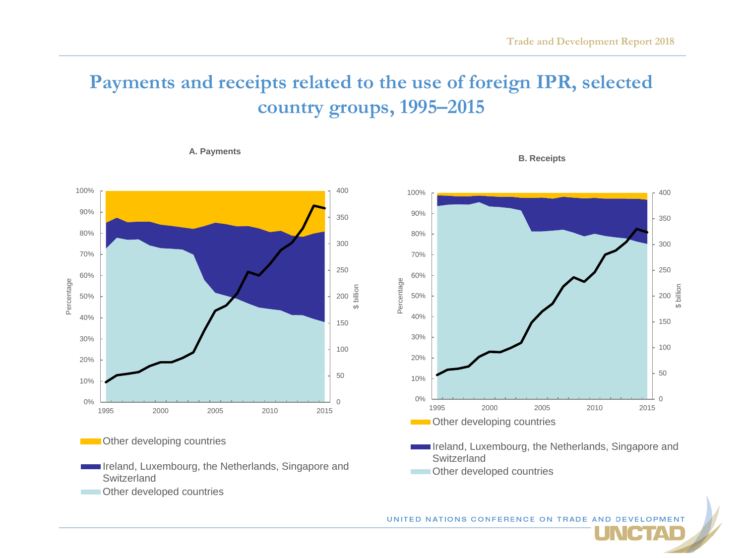# Payments and receipts related to the use of foreign IPR, selected country groups, 1995–2015

**A. Payments**

**B. Receipts**

Percentage

$ billion

Other developing countries

Ireland, Luxembourg, the Netherlands, Singapore and Switzerland

Other developed countries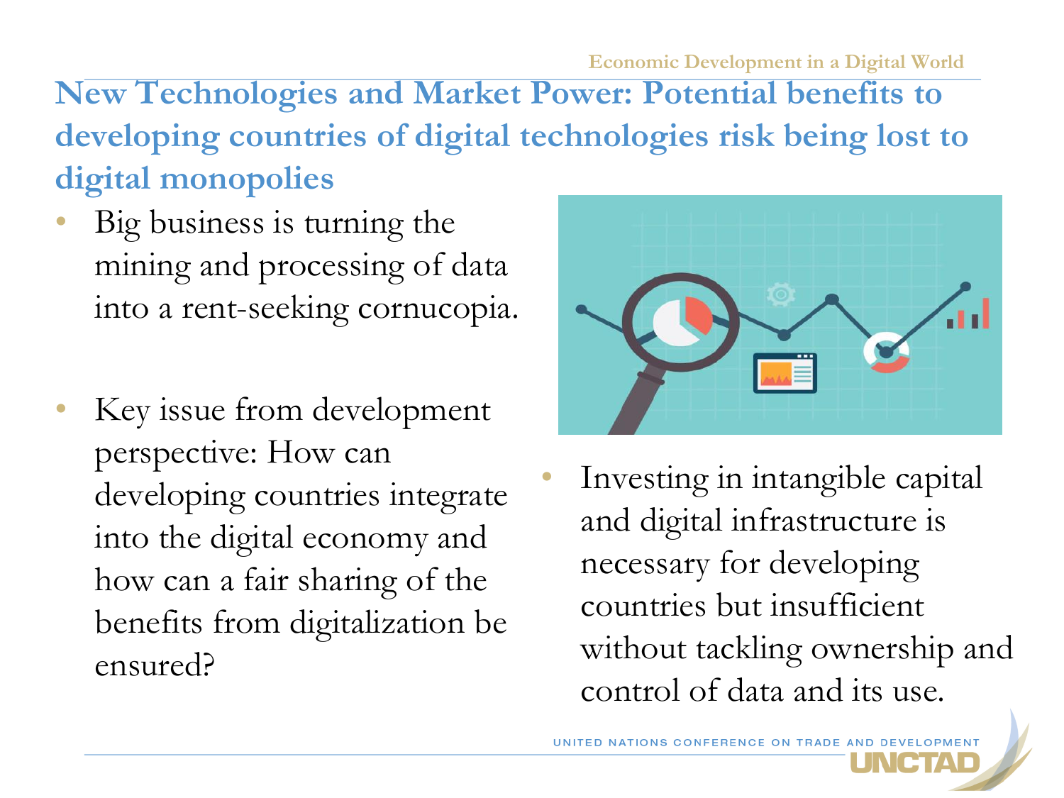# New Technologies and Market Power: Potential benefits to developing countries of digital technologies risk being lost to digital monopolies

- Big business is turning the mining and processing of data into a rent-seeking cornucopia.
- Key issue from development perspective: How can developing countries integrate into the digital economy and how can a fair sharing of the benefits from digitalization be ensured?
- Investing in intangible capital and digital infrastructure is necessary for developing countries but insufficient without tackling ownership and control of data and its use.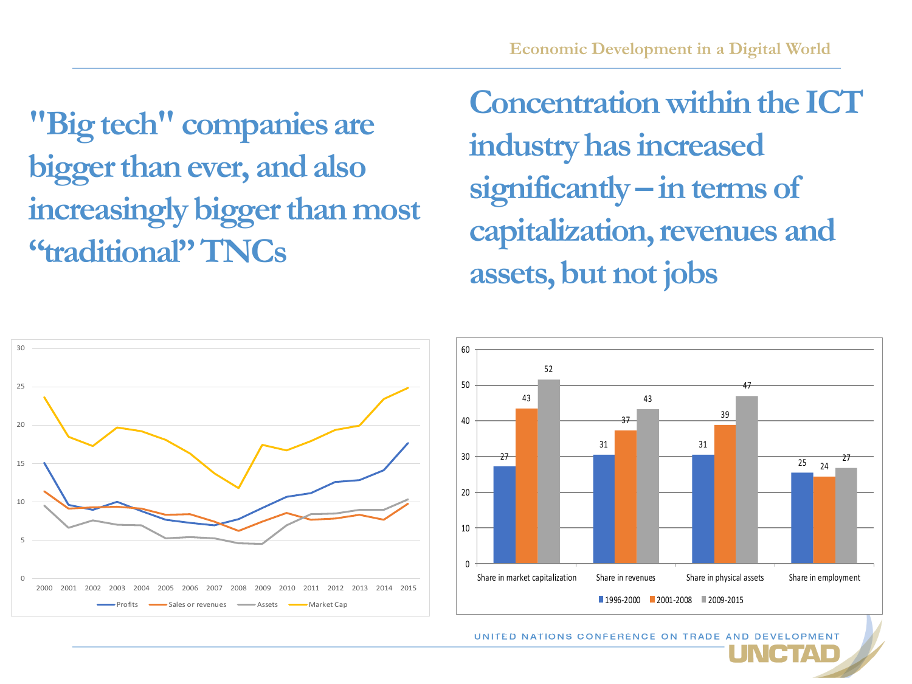## "Big tech" companies are bigger than ever, and also increasingly bigger than most "traditional" TNCs

## Concentration within the ICT industry has increased significantly – in terms of capitalization, revenues and assets, but not jobs

| | 1996-2000 | 2001-2008 | 2009-2015 |
|---|---|---|---|
| Share in market capitalization | 27 | 43 | 52 |
| Share in revenues | 31 | 37 | 43 |
| Share in physical assets | 31 | 39 | 47 |
| Share in employment | 25 | 24 | 27 |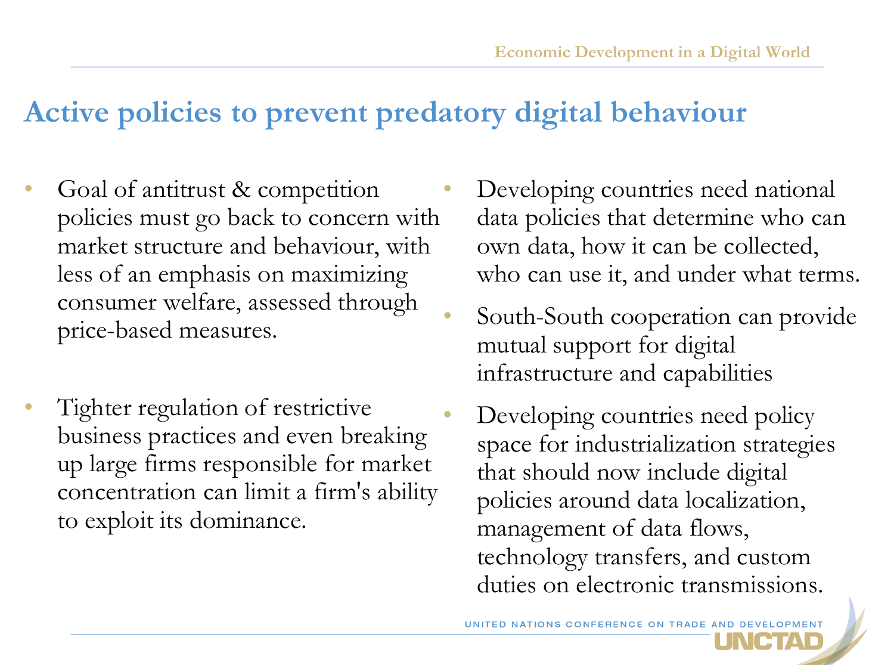# Active policies to prevent predatory digital behaviour

- Goal of antitrust & competition policies must go back to concern with market structure and behaviour, with less of an emphasis on maximizing consumer welfare, assessed through price-based measures.
- Tighter regulation of restrictive business practices and even breaking up large firms responsible for market concentration can limit a firm's ability to exploit its dominance.
- Developing countries need national data policies that determine who can own data, how it can be collected, who can use it, and under what terms.
- South-South cooperation can provide mutual support for digital infrastructure and capabilities
- Developing countries need policy space for industrialization strategies that should now include digital policies around data localization, management of data flows, technology transfers, and custom duties on electronic transmissions.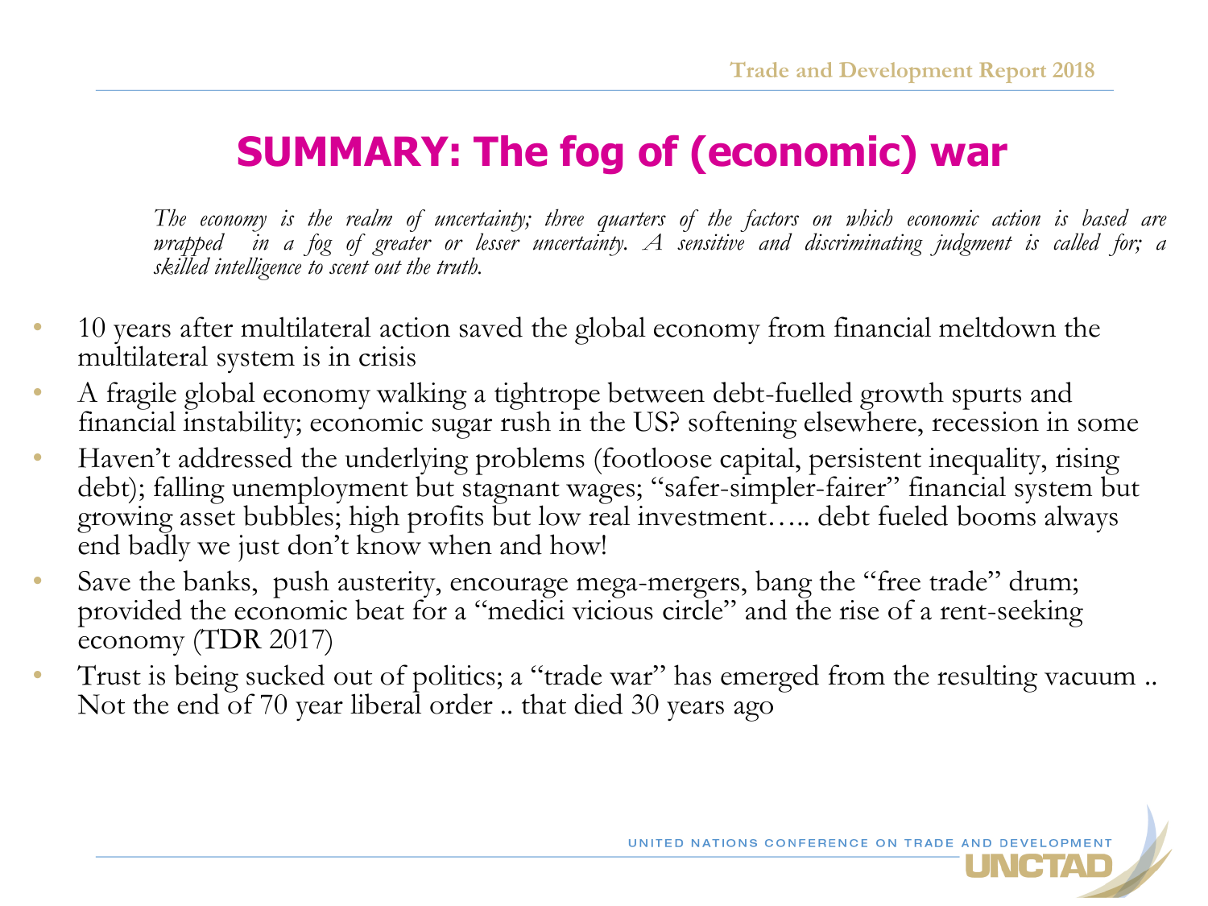# SUMMARY: The fog of (economic) war

*The economy is the realm of uncertainty; three quarters of the factors on which economic action is based are wrapped in a fog of greater or lesser uncertainty. A sensitive and discriminating judgment is called for; a skilled intelligence to scent out the truth.*

- 10 years after multilateral action saved the global economy from financial meltdown the multilateral system is in crisis
- A fragile global economy walking a tightrope between debt-fuelled growth spurts and financial instability; economic sugar rush in the US? softening elsewhere, recession in some
- Haven't addressed the underlying problems (footloose capital, persistent inequality, rising debt); falling unemployment but stagnant wages; "safer-simpler-fairer" financial system but growing asset bubbles; high profits but low real investment….. debt fueled booms always end badly we just don't know when and how!
- Save the banks, push austerity, encourage mega-mergers, bang the "free trade" drum; provided the economic beat for a "medici vicious circle" and the rise of a rent-seeking economy (TDR 2017)
- Trust is being sucked out of politics; a "trade war" has emerged from the resulting vacuum .. Not the end of 70 year liberal order .. that died 30 years ago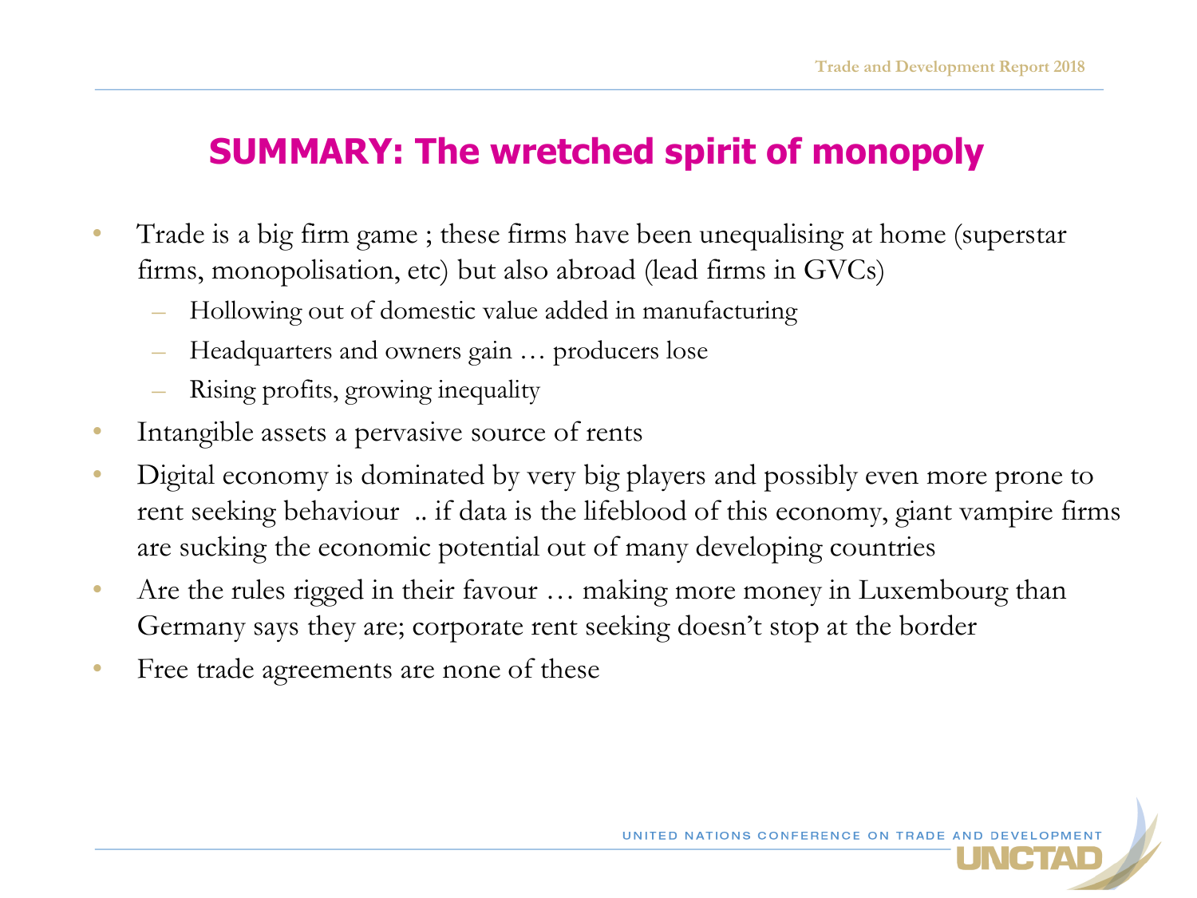## SUMMARY: The wretched spirit of monopoly

- Trade is a big firm game ; these firms have been unequalising at home (superstar firms, monopolisation, etc) but also abroad (lead firms in GVCs)
  - Hollowing out of domestic value added in manufacturing
  - Headquarters and owners gain … producers lose
  - Rising profits, growing inequality
- Intangible assets a pervasive source of rents
- Digital economy is dominated by very big players and possibly even more prone to rent seeking behaviour .. if data is the lifeblood of this economy, giant vampire firms are sucking the economic potential out of many developing countries
- Are the rules rigged in their favour … making more money in Luxembourg than Germany says they are; corporate rent seeking doesn't stop at the border
- Free trade agreements are none of these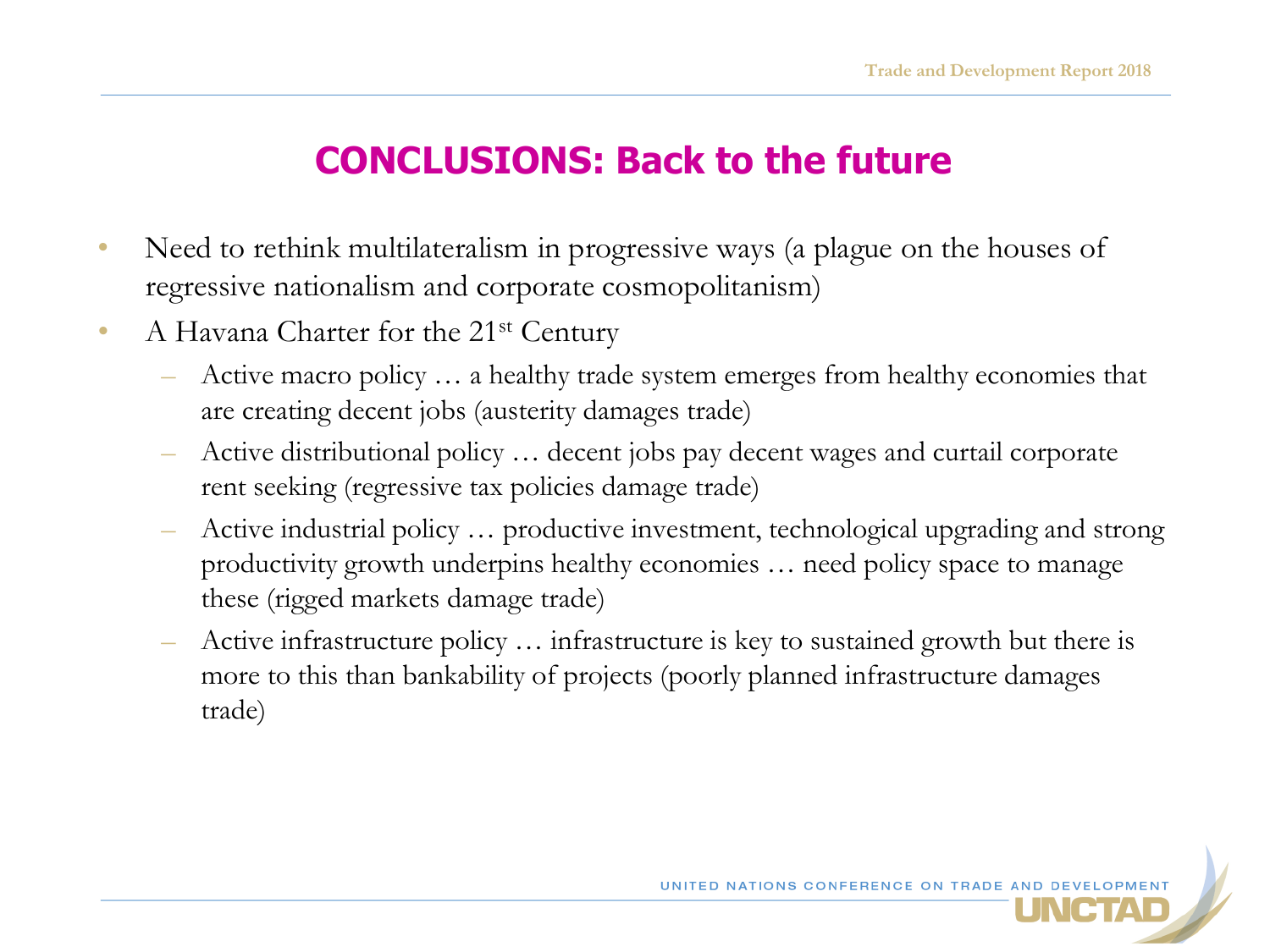# CONCLUSIONS: Back to the future

- Need to rethink multilateralism in progressive ways (a plague on the houses of regressive nationalism and corporate cosmopolitanism)
- A Havana Charter for the 21st Century
  - Active macro policy … a healthy trade system emerges from healthy economies that are creating decent jobs (austerity damages trade)
  - Active distributional policy … decent jobs pay decent wages and curtail corporate rent seeking (regressive tax policies damage trade)
  - Active industrial policy … productive investment, technological upgrading and strong productivity growth underpins healthy economies … need policy space to manage these (rigged markets damage trade)
  - Active infrastructure policy … infrastructure is key to sustained growth but there is more to this than bankability of projects (poorly planned infrastructure damages trade)